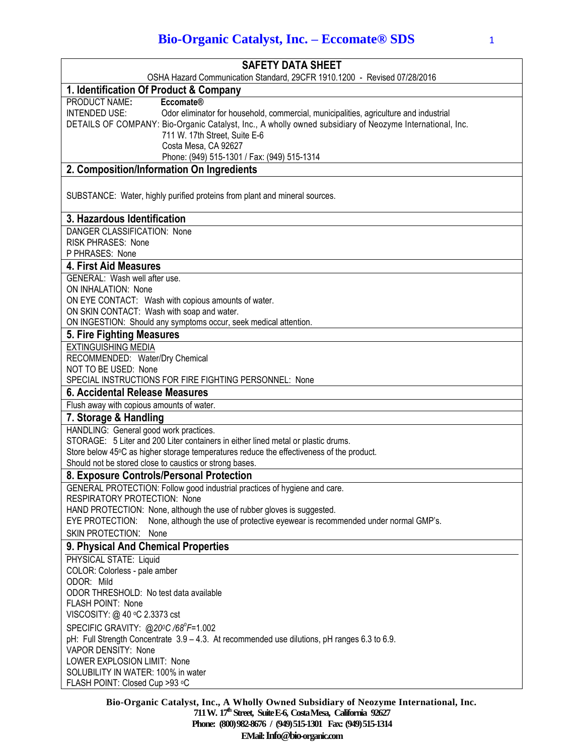# SAFETY DATA SHEET

OSHA Hazard Communication Standard, 29CFR 1910.1200 - Revised 07/28/2016

## 1. Identification Of Product & Company

PRODUCT NAME: **Eccomate®**
INTENDED USE: Odor eliminator for household, commercial, municipalities, agriculture and industrial
DETAILS OF COMPANY: Bio-Organic Catalyst, Inc., A wholly owned subsidiary of Neozyme International, Inc.
711 W. 17th Street, Suite E-6
Costa Mesa, CA 92627
Phone: (949) 515-1301 / Fax: (949) 515-1314

## 2. Composition/Information On Ingredients

SUBSTANCE: Water, highly purified proteins from plant and mineral sources.

## 3. Hazardous Identification

DANGER CLASSIFICATION: None
RISK PHRASES: None
P PHRASES: None

## 4. First Aid Measures

GENERAL: Wash well after use.
ON INHALATION: None
ON EYE CONTACT: Wash with copious amounts of water.
ON SKIN CONTACT: Wash with soap and water.
ON INGESTION: Should any symptoms occur, seek medical attention.

## 5. Fire Fighting Measures

EXTINGUISHING MEDIA
RECOMMENDED: Water/Dry Chemical
NOT TO BE USED: None
SPECIAL INSTRUCTIONS FOR FIRE FIGHTING PERSONNEL: None

## 6. Accidental Release Measures

Flush away with copious amounts of water.

## 7. Storage & Handling

HANDLING: General good work practices.
STORAGE: 5 Liter and 200 Liter containers in either lined metal or plastic drums.
Store below 45°C as higher storage temperatures reduce the effectiveness of the product.
Should not be stored close to caustics or strong bases.

## 8. Exposure Controls/Personal Protection

GENERAL PROTECTION: Follow good industrial practices of hygiene and care.
RESPIRATORY PROTECTION: None
HAND PROTECTION: None, although the use of rubber gloves is suggested.
EYE PROTECTION: None, although the use of protective eyewear is recommended under normal GMP's.
SKIN PROTECTION: None

## 9. Physical And Chemical Properties

PHYSICAL STATE: Liquid
COLOR: Colorless - pale amber
ODOR: Mild
ODOR THRESHOLD: No test data available
FLASH POINT: None
VISCOSITY: @ 40 °C 2.3373 cst
SPECIFIC GRAVITY: @*20°C /68°F*=1.002
pH: Full Strength Concentrate 3.9 – 4.3. At recommended use dilutions, pH ranges 6.3 to 6.9.
VAPOR DENSITY: None
LOWER EXPLOSION LIMIT: None
SOLUBILITY IN WATER: 100% in water
FLASH POINT: Closed Cup >93 °C

**Bio-Organic Catalyst, Inc., A Wholly Owned Subsidiary of Neozyme International, Inc.**
**711 W. 17th Street, Suite E-6, Costa Mesa, California 92627**
**Phone: (800) 982-8676 / (949) 515-1301 Fax: (949) 515-1314**
**EMail: Info@bio-organic.com**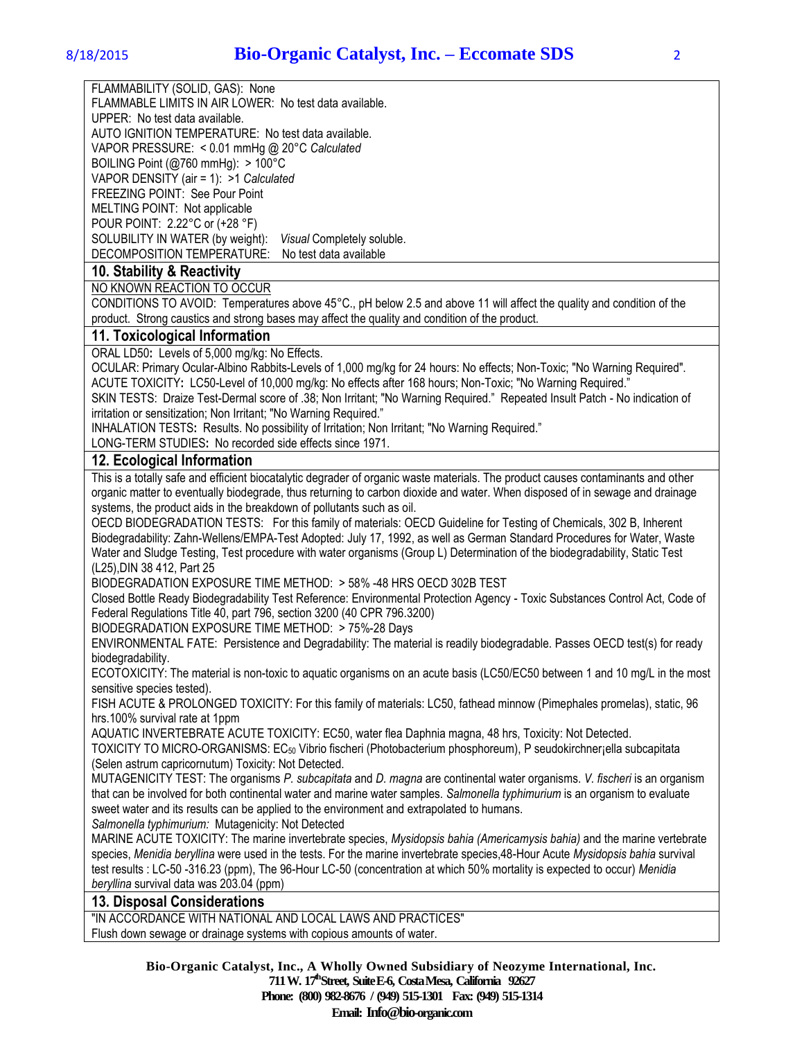FLAMMABILITY (SOLID, GAS): None
FLAMMABLE LIMITS IN AIR LOWER: No test data available.
UPPER: No test data available.
AUTO IGNITION TEMPERATURE: No test data available.
VAPOR PRESSURE: < 0.01 mmHg @ 20°C *Calculated*
BOILING Point (@760 mmHg): > 100°C
VAPOR DENSITY (air = 1): >1 *Calculated*
FREEZING POINT: See Pour Point
MELTING POINT: Not applicable
POUR POINT: 2.22°C or (+28 °F)
SOLUBILITY IN WATER (by weight): *Visual* Completely soluble.
DECOMPOSITION TEMPERATURE: No test data available

## 10. Stability & Reactivity

NO KNOWN REACTION TO OCCUR

CONDITIONS TO AVOID: Temperatures above 45°C., pH below 2.5 and above 11 will affect the quality and condition of the product. Strong caustics and strong bases may affect the quality and condition of the product.

## 11. Toxicological Information

ORAL LD50**:** Levels of 5,000 mg/kg: No Effects.
OCULAR: Primary Ocular-Albino Rabbits-Levels of 1,000 mg/kg for 24 hours: No effects; Non-Toxic; "No Warning Required".
ACUTE TOXICITY**:** LC50-Level of 10,000 mg/kg: No effects after 168 hours; Non-Toxic; "No Warning Required."
SKIN TESTS: Draize Test-Dermal score of .38; Non Irritant; "No Warning Required." Repeated Insult Patch - No indication of irritation or sensitization; Non Irritant; "No Warning Required."
INHALATION TESTS**:** Results. No possibility of Irritation; Non Irritant; "No Warning Required."
LONG-TERM STUDIES**:** No recorded side effects since 1971.

## 12. Ecological Information

This is a totally safe and efficient biocatalytic degrader of organic waste materials. The product causes contaminants and other organic matter to eventually biodegrade, thus returning to carbon dioxide and water. When disposed of in sewage and drainage systems, the product aids in the breakdown of pollutants such as oil.

OECD BIODEGRADATION TESTS: For this family of materials: OECD Guideline for Testing of Chemicals, 302 B, Inherent Biodegradability: Zahn-Wellens/EMPA-Test Adopted: July 17, 1992, as well as German Standard Procedures for Water, Waste Water and Sludge Testing, Test procedure with water organisms (Group L) Determination of the biodegradability, Static Test (L25),DIN 38 412, Part 25

BIODEGRADATION EXPOSURE TIME METHOD: > 58% -48 HRS OECD 302B TEST

Closed Bottle Ready Biodegradability Test Reference: Environmental Protection Agency - Toxic Substances Control Act, Code of Federal Regulations Title 40, part 796, section 3200 (40 CPR 796.3200)

BIODEGRADATION EXPOSURE TIME METHOD: > 75%-28 Days

ENVIRONMENTAL FATE: Persistence and Degradability: The material is readily biodegradable. Passes OECD test(s) for ready biodegradability.

ECOTOXICITY: The material is non-toxic to aquatic organisms on an acute basis (LC50/EC50 between 1 and 10 mg/L in the most sensitive species tested).

FISH ACUTE & PROLONGED TOXICITY: For this family of materials: LC50, fathead minnow (Pimephales promelas), static, 96 hrs.100% survival rate at 1ppm

AQUATIC INVERTEBRATE ACUTE TOXICITY: EC50, water flea Daphnia magna, 48 hrs, Toxicity: Not Detected.

TOXICITY TO MICRO-ORGANISMS: $EC_{50}$ Vibrio fischeri (Photobacterium phosphoreum), P seudokirchner¡ella subcapitata (Selen astrum capricornutum) Toxicity: Not Detected.

MUTAGENICITY TEST: The organisms *P. subcapitata* and *D. magna* are continental water organisms. *V. fischeri* is an organism that can be involved for both continental water and marine water samples. *Salmonella typhimurium* is an organism to evaluate sweet water and its results can be applied to the environment and extrapolated to humans.

*Salmonella typhimurium:* Mutagenicity: Not Detected

MARINE ACUTE TOXICITY: The marine invertebrate species, *Mysidopsis bahia (Americamysis bahia)* and the marine vertebrate species, *Menidia beryllina* were used in the tests. For the marine invertebrate species,48-Hour Acute *Mysidopsis bahia* survival test results : LC-50 -316.23 (ppm), The 96-Hour LC-50 (concentration at which 50% mortality is expected to occur) *Menidia beryllina* survival data was 203.04 (ppm)

## 13. Disposal Considerations

"IN ACCORDANCE WITH NATIONAL AND LOCAL LAWS AND PRACTICES"

Flush down sewage or drainage systems with copious amounts of water.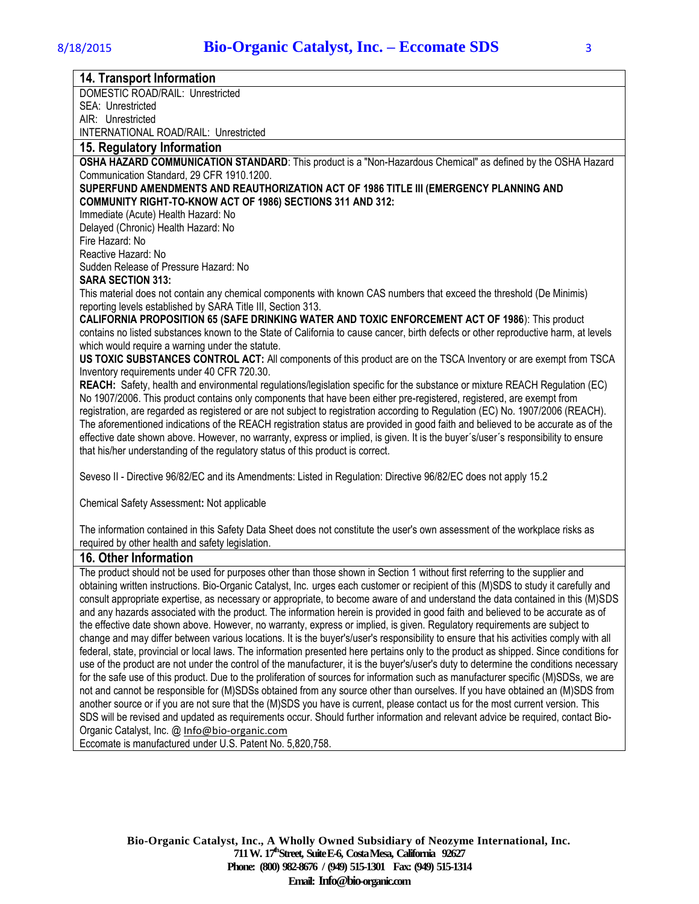## 14. Transport Information

DOMESTIC ROAD/RAIL: Unrestricted
SEA: Unrestricted
AIR: Unrestricted
INTERNATIONAL ROAD/RAIL: Unrestricted

## 15. Regulatory Information

**OSHA HAZARD COMMUNICATION STANDARD**: This product is a "Non-Hazardous Chemical" as defined by the OSHA Hazard Communication Standard, 29 CFR 1910.1200.

**SUPERFUND AMENDMENTS AND REAUTHORIZATION ACT OF 1986 TITLE III (EMERGENCY PLANNING AND COMMUNITY RIGHT-TO-KNOW ACT OF 1986) SECTIONS 311 AND 312:**

Immediate (Acute) Health Hazard: No
Delayed (Chronic) Health Hazard: No
Fire Hazard: No
Reactive Hazard: No
Sudden Release of Pressure Hazard: No

**SARA SECTION 313:**

This material does not contain any chemical components with known CAS numbers that exceed the threshold (De Minimis) reporting levels established by SARA Title III, Section 313.

**CALIFORNIA PROPOSITION 65 (SAFE DRINKING WATER AND TOXIC ENFORCEMENT ACT OF 1986**): This product contains no listed substances known to the State of California to cause cancer, birth defects or other reproductive harm, at levels which would require a warning under the statute.

**US TOXIC SUBSTANCES CONTROL ACT:** All components of this product are on the TSCA Inventory or are exempt from TSCA Inventory requirements under 40 CFR 720.30.

**REACH:** Safety, health and environmental regulations/legislation specific for the substance or mixture REACH Regulation (EC) No 1907/2006. This product contains only components that have been either pre-registered, registered, are exempt from registration, are regarded as registered or are not subject to registration according to Regulation (EC) No. 1907/2006 (REACH). The aforementioned indications of the REACH registration status are provided in good faith and believed to be accurate as of the effective date shown above. However, no warranty, express or implied, is given. It is the buyer´s/user´s responsibility to ensure that his/her understanding of the regulatory status of this product is correct.

Seveso II - Directive 96/82/EC and its Amendments: Listed in Regulation: Directive 96/82/EC does not apply 15.2

Chemical Safety Assessment**:** Not applicable

The information contained in this Safety Data Sheet does not constitute the user's own assessment of the workplace risks as required by other health and safety legislation.

## 16. Other Information

The product should not be used for purposes other than those shown in Section 1 without first referring to the supplier and obtaining written instructions. Bio-Organic Catalyst, Inc. urges each customer or recipient of this (M)SDS to study it carefully and consult appropriate expertise, as necessary or appropriate, to become aware of and understand the data contained in this (M)SDS and any hazards associated with the product. The information herein is provided in good faith and believed to be accurate as of the effective date shown above. However, no warranty, express or implied, is given. Regulatory requirements are subject to change and may differ between various locations. It is the buyer's/user's responsibility to ensure that his activities comply with all federal, state, provincial or local laws. The information presented here pertains only to the product as shipped. Since conditions for use of the product are not under the control of the manufacturer, it is the buyer's/user's duty to determine the conditions necessary for the safe use of this product. Due to the proliferation of sources for information such as manufacturer specific (M)SDSs, we are not and cannot be responsible for (M)SDSs obtained from any source other than ourselves. If you have obtained an (M)SDS from another source or if you are not sure that the (M)SDS you have is current, please contact us for the most current version. This SDS will be revised and updated as requirements occur. Should further information and relevant advice be required, contact Bio-Organic Catalyst, Inc. @ Info@bio-organic.com

Eccomate is manufactured under U.S. Patent No. 5,820,758.